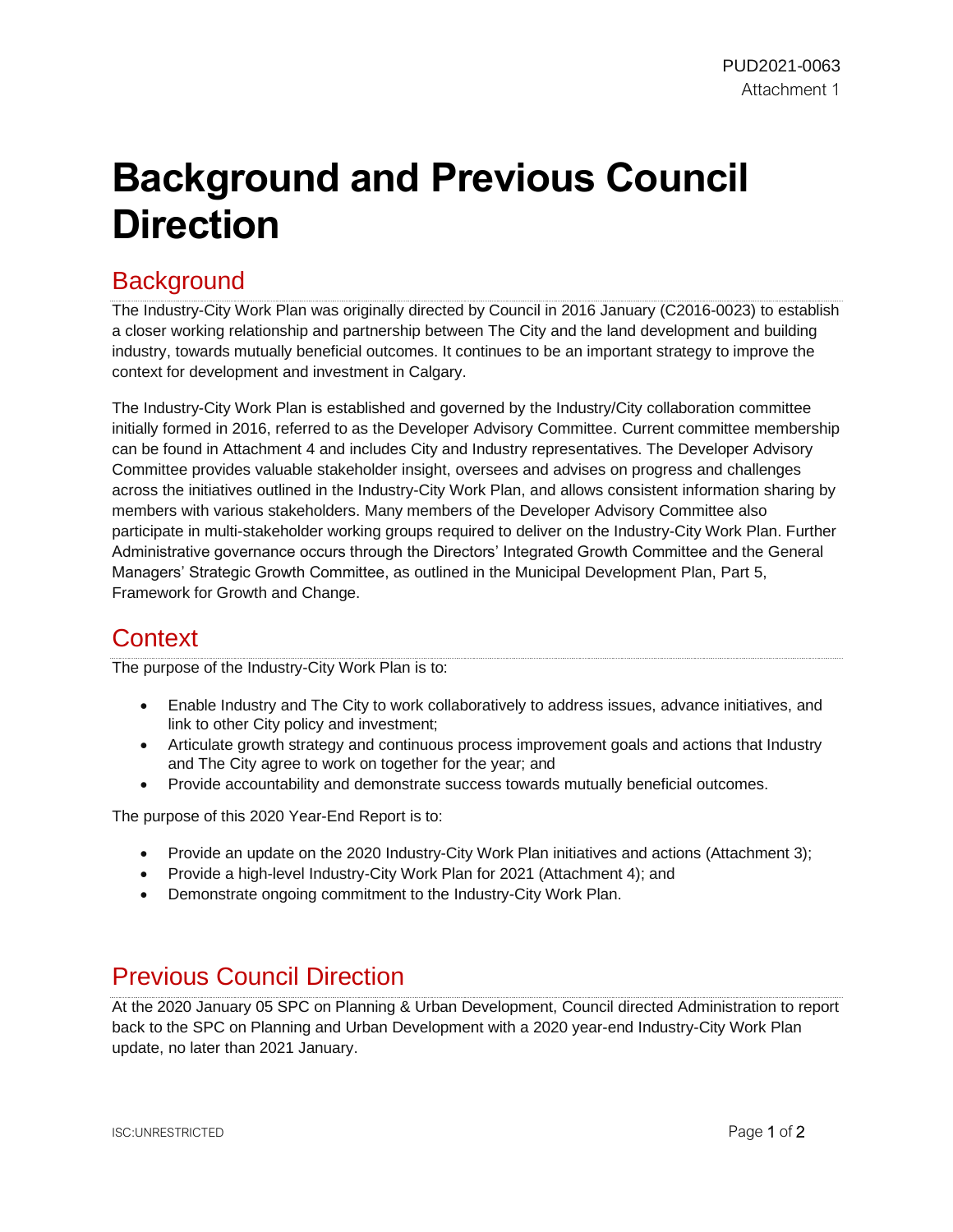PUD2021-0063
Attachment 1

# Background and Previous Council Direction

## Background

The Industry-City Work Plan was originally directed by Council in 2016 January (C2016-0023) to establish a closer working relationship and partnership between The City and the land development and building industry, towards mutually beneficial outcomes. It continues to be an important strategy to improve the context for development and investment in Calgary.

The Industry-City Work Plan is established and governed by the Industry/City collaboration committee initially formed in 2016, referred to as the Developer Advisory Committee. Current committee membership can be found in Attachment 4 and includes City and Industry representatives. The Developer Advisory Committee provides valuable stakeholder insight, oversees and advises on progress and challenges across the initiatives outlined in the Industry-City Work Plan, and allows consistent information sharing by members with various stakeholders. Many members of the Developer Advisory Committee also participate in multi-stakeholder working groups required to deliver on the Industry-City Work Plan. Further Administrative governance occurs through the Directors' Integrated Growth Committee and the General Managers' Strategic Growth Committee, as outlined in the Municipal Development Plan, Part 5, Framework for Growth and Change.

## Context

The purpose of the Industry-City Work Plan is to:

- Enable Industry and The City to work collaboratively to address issues, advance initiatives, and link to other City policy and investment;
- Articulate growth strategy and continuous process improvement goals and actions that Industry and The City agree to work on together for the year; and
- Provide accountability and demonstrate success towards mutually beneficial outcomes.

The purpose of this 2020 Year-End Report is to:

- Provide an update on the 2020 Industry-City Work Plan initiatives and actions (Attachment 3);
- Provide a high-level Industry-City Work Plan for 2021 (Attachment 4); and
- Demonstrate ongoing commitment to the Industry-City Work Plan.

## Previous Council Direction

At the 2020 January 05 SPC on Planning & Urban Development, Council directed Administration to report back to the SPC on Planning and Urban Development with a 2020 year-end Industry-City Work Plan update, no later than 2021 January.

ISC:UNRESTRICTED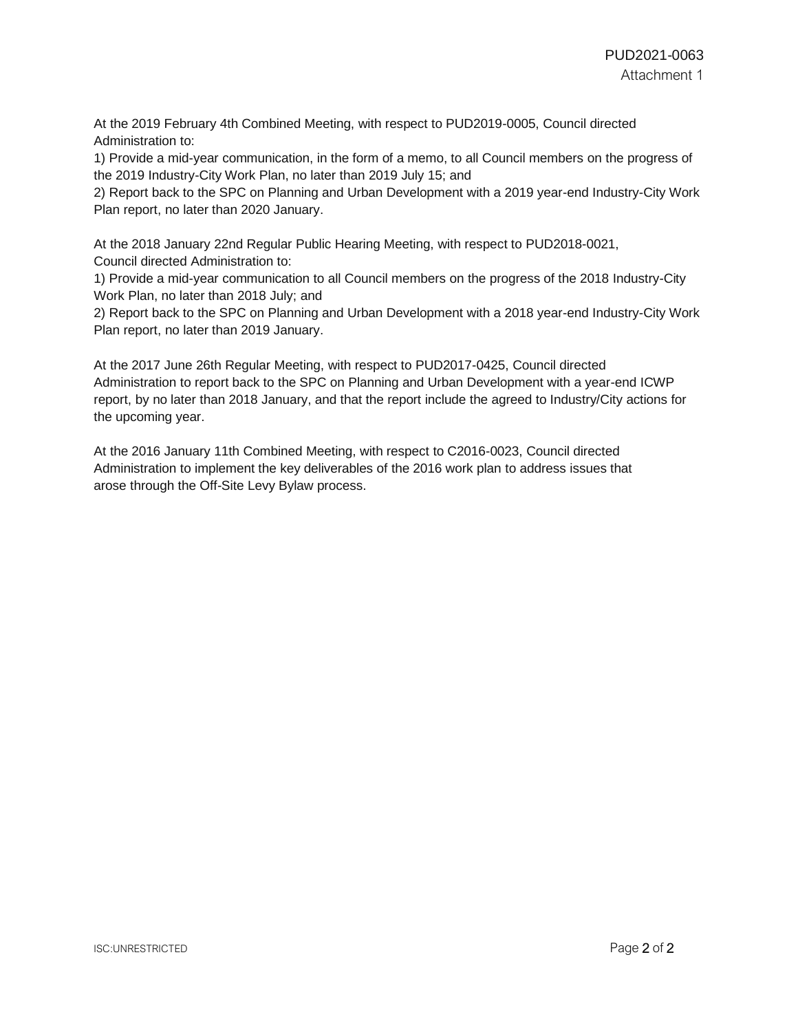At the 2019 February 4th Combined Meeting, with respect to PUD2019-0005, Council directed Administration to:

1) Provide a mid-year communication, in the form of a memo, to all Council members on the progress of the 2019 Industry-City Work Plan, no later than 2019 July 15; and

2) Report back to the SPC on Planning and Urban Development with a 2019 year-end Industry-City Work Plan report, no later than 2020 January.

At the 2018 January 22nd Regular Public Hearing Meeting, with respect to PUD2018-0021, Council directed Administration to:

1) Provide a mid-year communication to all Council members on the progress of the 2018 Industry-City Work Plan, no later than 2018 July; and

2) Report back to the SPC on Planning and Urban Development with a 2018 year-end Industry-City Work Plan report, no later than 2019 January.

At the 2017 June 26th Regular Meeting, with respect to PUD2017-0425, Council directed Administration to report back to the SPC on Planning and Urban Development with a year-end ICWP report, by no later than 2018 January, and that the report include the agreed to Industry/City actions for the upcoming year.

At the 2016 January 11th Combined Meeting, with respect to C2016-0023, Council directed Administration to implement the key deliverables of the 2016 work plan to address issues that arose through the Off-Site Levy Bylaw process.